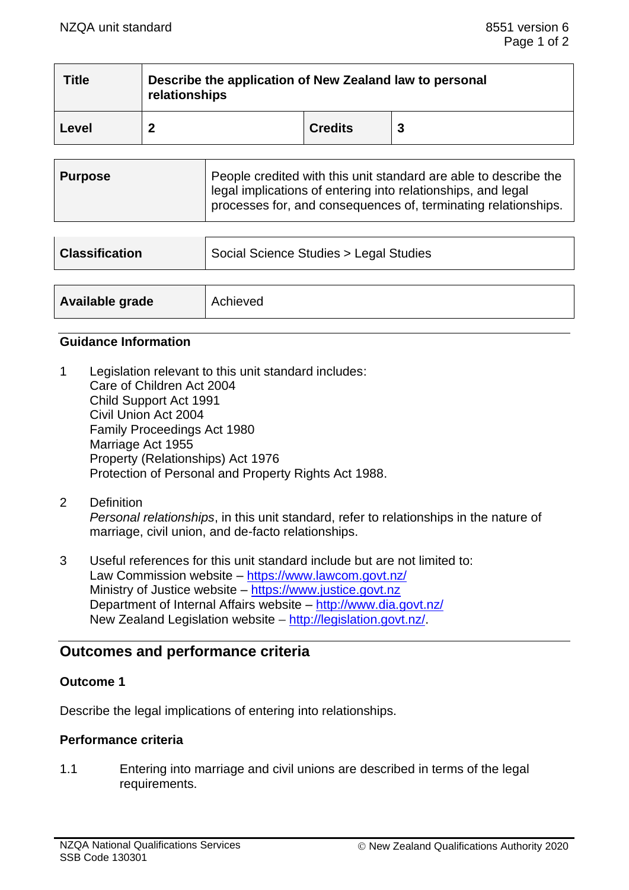| Title | Describe the application of New Zealand law to personal relationships | | |
|---|---|---|---|
| Level | 2 | Credits | 3 |

| Purpose | People credited with this unit standard are able to describe the legal implications of entering into relationships, and legal processes for, and consequences of, terminating relationships. |
|---|---|

| Classification | Social Science Studies > Legal Studies |
|---|---|

| Available grade | Achieved |
|---|---|

### Guidance Information

1. Legislation relevant to this unit standard includes:
   Care of Children Act 2004
   Child Support Act 1991
   Civil Union Act 2004
   Family Proceedings Act 1980
   Marriage Act 1955
   Property (Relationships) Act 1976
   Protection of Personal and Property Rights Act 1988.

2. Definition
   *Personal relationships*, in this unit standard, refer to relationships in the nature of marriage, civil union, and de-facto relationships.

3. Useful references for this unit standard include but are not limited to:
   Law Commission website – https://www.lawcom.govt.nz/
   Ministry of Justice website – https://www.justice.govt.nz
   Department of Internal Affairs website – http://www.dia.govt.nz/
   New Zealand Legislation website – http://legislation.govt.nz/.

## Outcomes and performance criteria

### Outcome 1

Describe the legal implications of entering into relationships.

### Performance criteria

1.1 Entering into marriage and civil unions are described in terms of the legal requirements.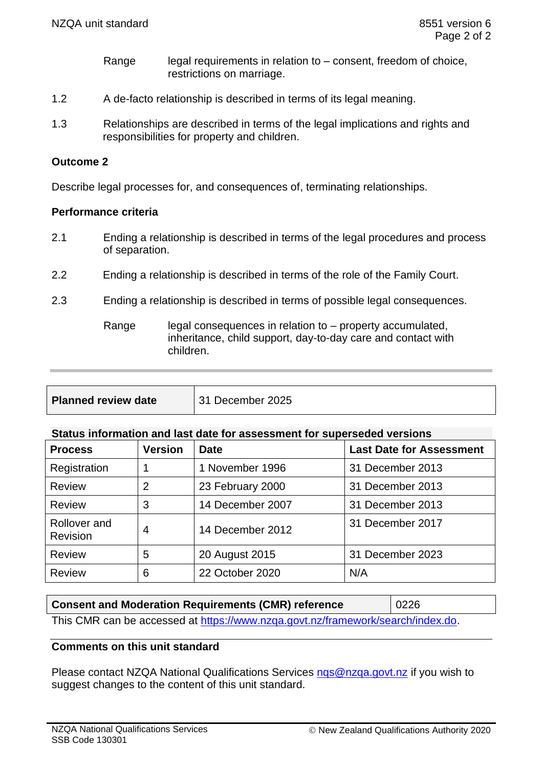Range legal requirements in relation to – consent, freedom of choice, restrictions on marriage.

1.2 A de-facto relationship is described in terms of its legal meaning.

1.3 Relationships are described in terms of the legal implications and rights and responsibilities for property and children.

**Outcome 2**

Describe legal processes for, and consequences of, terminating relationships.

**Performance criteria**

2.1 Ending a relationship is described in terms of the legal procedures and process of separation.

2.2 Ending a relationship is described in terms of the role of the Family Court.

2.3 Ending a relationship is described in terms of possible legal consequences.

Range legal consequences in relation to – property accumulated, inheritance, child support, day-to-day care and contact with children.

| | |
|---|---|
| **Planned review date** | 31 December 2025 |

**Status information and last date for assessment for superseded versions**

| Process | Version | Date | Last Date for Assessment |
|---|---|---|---|
| Registration | 1 | 1 November 1996 | 31 December 2013 |
| Review | 2 | 23 February 2000 | 31 December 2013 |
| Review | 3 | 14 December 2007 | 31 December 2013 |
| Rollover and Revision | 4 | 14 December 2012 | 31 December 2017 |
| Review | 5 | 20 August 2015 | 31 December 2023 |
| Review | 6 | 22 October 2020 | N/A |

| | |
|---|---|
| **Consent and Moderation Requirements (CMR) reference** | 0226 |

This CMR can be accessed at https://www.nzqa.govt.nz/framework/search/index.do.

**Comments on this unit standard**

Please contact NZQA National Qualifications Services nqs@nzqa.govt.nz if you wish to suggest changes to the content of this unit standard.